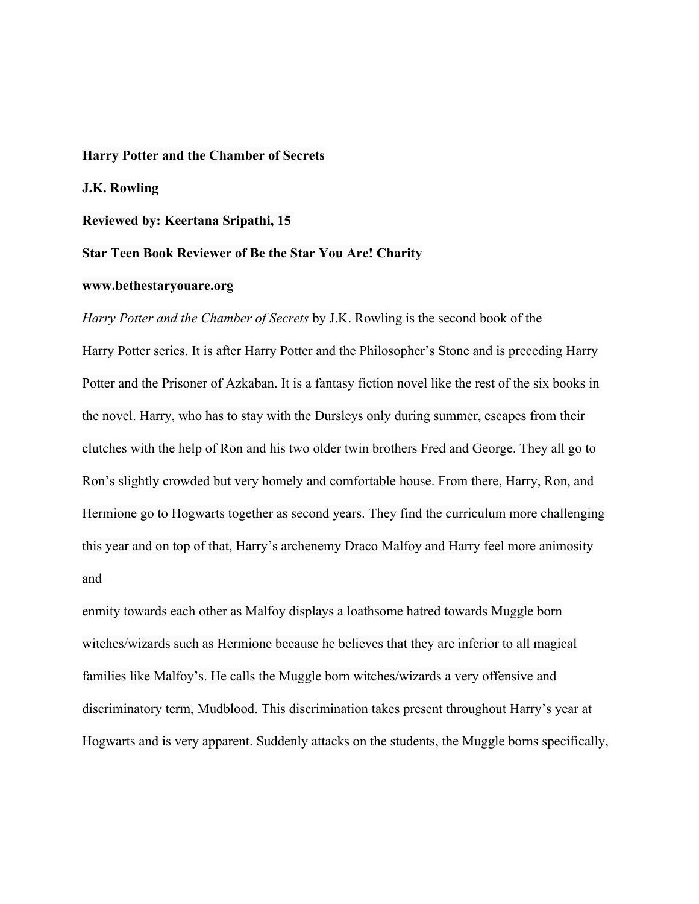**Harry Potter and the Chamber of Secrets**

**J.K. Rowling**

**Reviewed by: Keertana Sripathi, 15**

**Star Teen Book Reviewer of Be the Star You Are! Charity**

**www.bethestaryouare.org**

*Harry Potter and the Chamber of Secrets* by J.K. Rowling is the second book of the Harry Potter series. It is after Harry Potter and the Philosopher's Stone and is preceding Harry Potter and the Prisoner of Azkaban. It is a fantasy fiction novel like the rest of the six books in the novel. Harry, who has to stay with the Dursleys only during summer, escapes from their clutches with the help of Ron and his two older twin brothers Fred and George. They all go to Ron's slightly crowded but very homely and comfortable house. From there, Harry, Ron, and Hermione go to Hogwarts together as second years. They find the curriculum more challenging this year and on top of that, Harry's archenemy Draco Malfoy and Harry feel more animosity and enmity towards each other as Malfoy displays a loathsome hatred towards Muggle born witches/wizards such as Hermione because he believes that they are inferior to all magical families like Malfoy's. He calls the Muggle born witches/wizards a very offensive and discriminatory term, Mudblood. This discrimination takes present throughout Harry's year at Hogwarts and is very apparent. Suddenly attacks on the students, the Muggle borns specifically,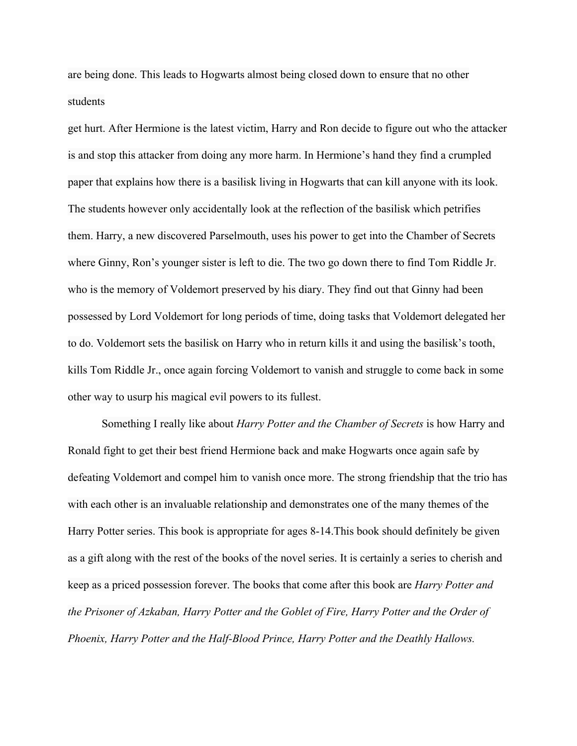are being done. This leads to Hogwarts almost being closed down to ensure that no other students

get hurt. After Hermione is the latest victim, Harry and Ron decide to figure out who the attacker is and stop this attacker from doing any more harm. In Hermione's hand they find a crumpled paper that explains how there is a basilisk living in Hogwarts that can kill anyone with its look. The students however only accidentally look at the reflection of the basilisk which petrifies them. Harry, a new discovered Parselmouth, uses his power to get into the Chamber of Secrets where Ginny, Ron's younger sister is left to die. The two go down there to find Tom Riddle Jr. who is the memory of Voldemort preserved by his diary. They find out that Ginny had been possessed by Lord Voldemort for long periods of time, doing tasks that Voldemort delegated her to do. Voldemort sets the basilisk on Harry who in return kills it and using the basilisk's tooth, kills Tom Riddle Jr., once again forcing Voldemort to vanish and struggle to come back in some other way to usurp his magical evil powers to its fullest.

Something I really like about *Harry Potter and the Chamber of Secrets* is how Harry and Ronald fight to get their best friend Hermione back and make Hogwarts once again safe by defeating Voldemort and compel him to vanish once more. The strong friendship that the trio has with each other is an invaluable relationship and demonstrates one of the many themes of the Harry Potter series. This book is appropriate for ages 8-14.This book should definitely be given as a gift along with the rest of the books of the novel series. It is certainly a series to cherish and keep as a priced possession forever. The books that come after this book are *Harry Potter and the Prisoner of Azkaban, Harry Potter and the Goblet of Fire, Harry Potter and the Order of Phoenix, Harry Potter and the Half-Blood Prince, Harry Potter and the Deathly Hallows.*